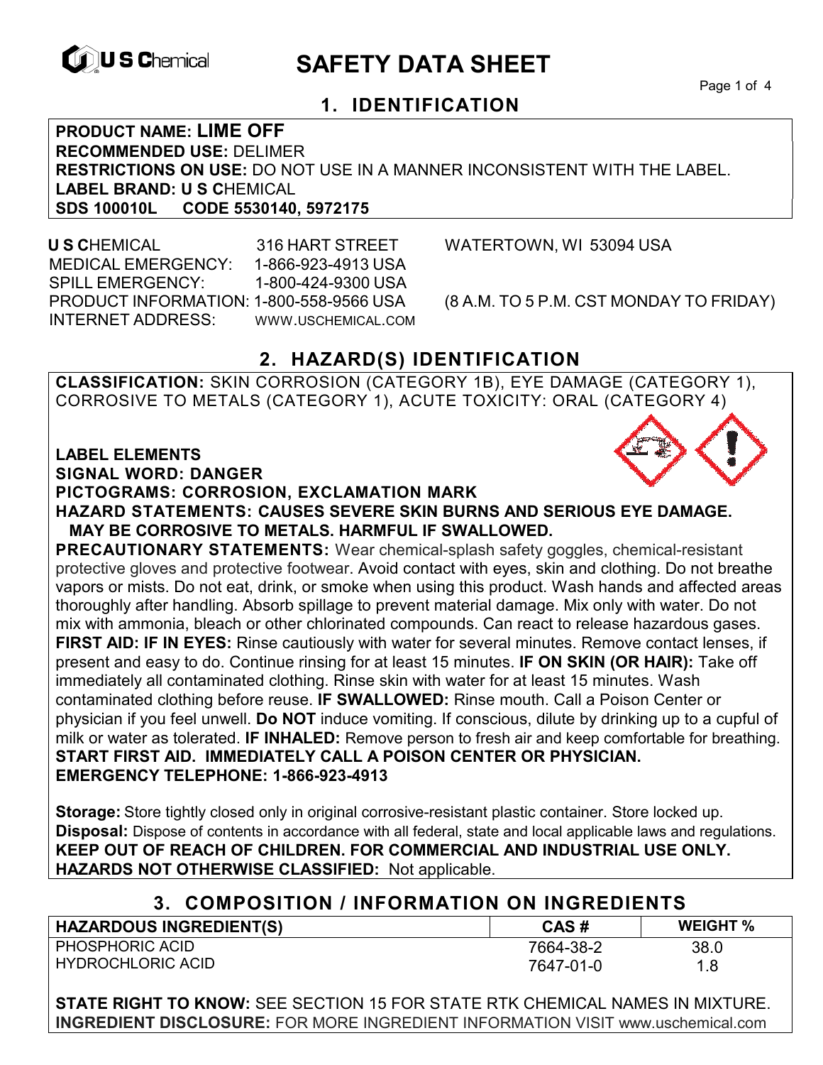# SAFETY DATA SHEET

## 1. IDENTIFICATION

**PRODUCT NAME: LIME OFF**
**RECOMMENDED USE:** DELIMER
**RESTRICTIONS ON USE:** DO NOT USE IN A MANNER INCONSISTENT WITH THE LABEL.
**LABEL BRAND: U S C**HEMICAL
**SDS 100010L CODE 5530140, 5972175**

**U S C**HEMICAL 316 HART STREET WATERTOWN, WI 53094 USA
MEDICAL EMERGENCY: 1-866-923-4913 USA
SPILL EMERGENCY: 1-800-424-9300 USA
PRODUCT INFORMATION: 1-800-558-9566 USA (8 A.M. TO 5 P.M. CST MONDAY TO FRIDAY)
INTERNET ADDRESS: WWW.USCHEMICAL.COM

## 2. HAZARD(S) IDENTIFICATION

**CLASSIFICATION:** SKIN CORROSION (CATEGORY 1B), EYE DAMAGE (CATEGORY 1), CORROSIVE TO METALS (CATEGORY 1), ACUTE TOXICITY: ORAL (CATEGORY 4)

**LABEL ELEMENTS**
**SIGNAL WORD: DANGER**
**PICTOGRAMS: CORROSION, EXCLAMATION MARK**
**HAZARD STATEMENTS: CAUSES SEVERE SKIN BURNS AND SERIOUS EYE DAMAGE. MAY BE CORROSIVE TO METALS. HARMFUL IF SWALLOWED.**
**PRECAUTIONARY STATEMENTS:** Wear chemical-splash safety goggles, chemical-resistant protective gloves and protective footwear. Avoid contact with eyes, skin and clothing. Do not breathe vapors or mists. Do not eat, drink, or smoke when using this product. Wash hands and affected areas thoroughly after handling. Absorb spillage to prevent material damage. Mix only with water. Do not mix with ammonia, bleach or other chlorinated compounds. Can react to release hazardous gases.
**FIRST AID: IF IN EYES:** Rinse cautiously with water for several minutes. Remove contact lenses, if present and easy to do. Continue rinsing for at least 15 minutes. **IF ON SKIN (OR HAIR):** Take off immediately all contaminated clothing. Rinse skin with water for at least 15 minutes. Wash contaminated clothing before reuse. **IF SWALLOWED:** Rinse mouth. Call a Poison Center or physician if you feel unwell. **Do NOT** induce vomiting. If conscious, dilute by drinking up to a cupful of milk or water as tolerated. **IF INHALED:** Remove person to fresh air and keep comfortable for breathing.
**START FIRST AID. IMMEDIATELY CALL A POISON CENTER OR PHYSICIAN.**
**EMERGENCY TELEPHONE: 1-866-923-4913**

**Storage:** Store tightly closed only in original corrosive-resistant plastic container. Store locked up.
**Disposal:** Dispose of contents in accordance with all federal, state and local applicable laws and regulations.
**KEEP OUT OF REACH OF CHILDREN. FOR COMMERCIAL AND INDUSTRIAL USE ONLY.**
**HAZARDS NOT OTHERWISE CLASSIFIED:** Not applicable.

## 3. COMPOSITION / INFORMATION ON INGREDIENTS

| HAZARDOUS INGREDIENT(S) | CAS # | WEIGHT % |
|---|---|---|
| PHOSPHORIC ACID | 7664-38-2 | 38.0 |
| HYDROCHLORIC ACID | 7647-01-0 | 1.8 |

**STATE RIGHT TO KNOW:** SEE SECTION 15 FOR STATE RTK CHEMICAL NAMES IN MIXTURE.
**INGREDIENT DISCLOSURE:** FOR MORE INGREDIENT INFORMATION VISIT www.uschemical.com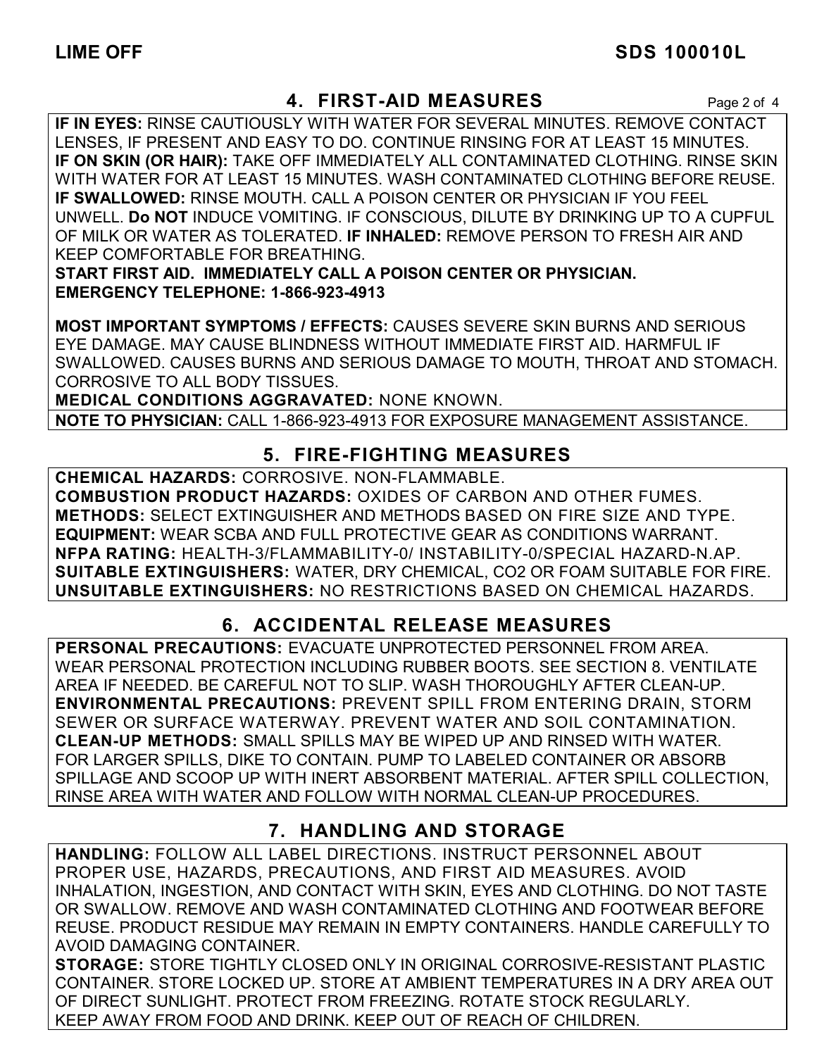## 4. FIRST-AID MEASURES

**IF IN EYES:** RINSE CAUTIOUSLY WITH WATER FOR SEVERAL MINUTES. REMOVE CONTACT LENSES, IF PRESENT AND EASY TO DO. CONTINUE RINSING FOR AT LEAST 15 MINUTES. **IF ON SKIN (OR HAIR):** TAKE OFF IMMEDIATELY ALL CONTAMINATED CLOTHING. RINSE SKIN WITH WATER FOR AT LEAST 15 MINUTES. WASH CONTAMINATED CLOTHING BEFORE REUSE. **IF SWALLOWED:** RINSE MOUTH. CALL A POISON CENTER OR PHYSICIAN IF YOU FEEL UNWELL. **Do NOT** INDUCE VOMITING. IF CONSCIOUS, DILUTE BY DRINKING UP TO A CUPFUL OF MILK OR WATER AS TOLERATED. **IF INHALED:** REMOVE PERSON TO FRESH AIR AND KEEP COMFORTABLE FOR BREATHING.

**START FIRST AID. IMMEDIATELY CALL A POISON CENTER OR PHYSICIAN.**
**EMERGENCY TELEPHONE: 1-866-923-4913**

**MOST IMPORTANT SYMPTOMS / EFFECTS:** CAUSES SEVERE SKIN BURNS AND SERIOUS EYE DAMAGE. MAY CAUSE BLINDNESS WITHOUT IMMEDIATE FIRST AID. HARMFUL IF SWALLOWED. CAUSES BURNS AND SERIOUS DAMAGE TO MOUTH, THROAT AND STOMACH. CORROSIVE TO ALL BODY TISSUES.
**MEDICAL CONDITIONS AGGRAVATED:** NONE KNOWN.

**NOTE TO PHYSICIAN:** CALL 1-866-923-4913 FOR EXPOSURE MANAGEMENT ASSISTANCE.

## 5. FIRE-FIGHTING MEASURES

**CHEMICAL HAZARDS:** CORROSIVE. NON-FLAMMABLE.
**COMBUSTION PRODUCT HAZARDS:** OXIDES OF CARBON AND OTHER FUMES.
**METHODS:** SELECT EXTINGUISHER AND METHODS BASED ON FIRE SIZE AND TYPE.
**EQUIPMENT:** WEAR SCBA AND FULL PROTECTIVE GEAR AS CONDITIONS WARRANT.
**NFPA RATING:** HEALTH-3/FLAMMABILITY-0/ INSTABILITY-0/SPECIAL HAZARD-N.AP.
**SUITABLE EXTINGUISHERS:** WATER, DRY CHEMICAL, CO2 OR FOAM SUITABLE FOR FIRE.
**UNSUITABLE EXTINGUISHERS:** NO RESTRICTIONS BASED ON CHEMICAL HAZARDS.

## 6. ACCIDENTAL RELEASE MEASURES

**PERSONAL PRECAUTIONS:** EVACUATE UNPROTECTED PERSONNEL FROM AREA. WEAR PERSONAL PROTECTION INCLUDING RUBBER BOOTS. SEE SECTION 8. VENTILATE AREA IF NEEDED. BE CAREFUL NOT TO SLIP. WASH THOROUGHLY AFTER CLEAN-UP.
**ENVIRONMENTAL PRECAUTIONS:** PREVENT SPILL FROM ENTERING DRAIN, STORM SEWER OR SURFACE WATERWAY. PREVENT WATER AND SOIL CONTAMINATION.
**CLEAN-UP METHODS:** SMALL SPILLS MAY BE WIPED UP AND RINSED WITH WATER. FOR LARGER SPILLS, DIKE TO CONTAIN. PUMP TO LABELED CONTAINER OR ABSORB SPILLAGE AND SCOOP UP WITH INERT ABSORBENT MATERIAL. AFTER SPILL COLLECTION, RINSE AREA WITH WATER AND FOLLOW WITH NORMAL CLEAN-UP PROCEDURES.

## 7. HANDLING AND STORAGE

**HANDLING:** FOLLOW ALL LABEL DIRECTIONS. INSTRUCT PERSONNEL ABOUT PROPER USE, HAZARDS, PRECAUTIONS, AND FIRST AID MEASURES. AVOID INHALATION, INGESTION, AND CONTACT WITH SKIN, EYES AND CLOTHING. DO NOT TASTE OR SWALLOW. REMOVE AND WASH CONTAMINATED CLOTHING AND FOOTWEAR BEFORE REUSE. PRODUCT RESIDUE MAY REMAIN IN EMPTY CONTAINERS. HANDLE CAREFULLY TO AVOID DAMAGING CONTAINER.
**STORAGE:** STORE TIGHTLY CLOSED ONLY IN ORIGINAL CORROSIVE-RESISTANT PLASTIC CONTAINER. STORE LOCKED UP. STORE AT AMBIENT TEMPERATURES IN A DRY AREA OUT OF DIRECT SUNLIGHT. PROTECT FROM FREEZING. ROTATE STOCK REGULARLY. KEEP AWAY FROM FOOD AND DRINK. KEEP OUT OF REACH OF CHILDREN.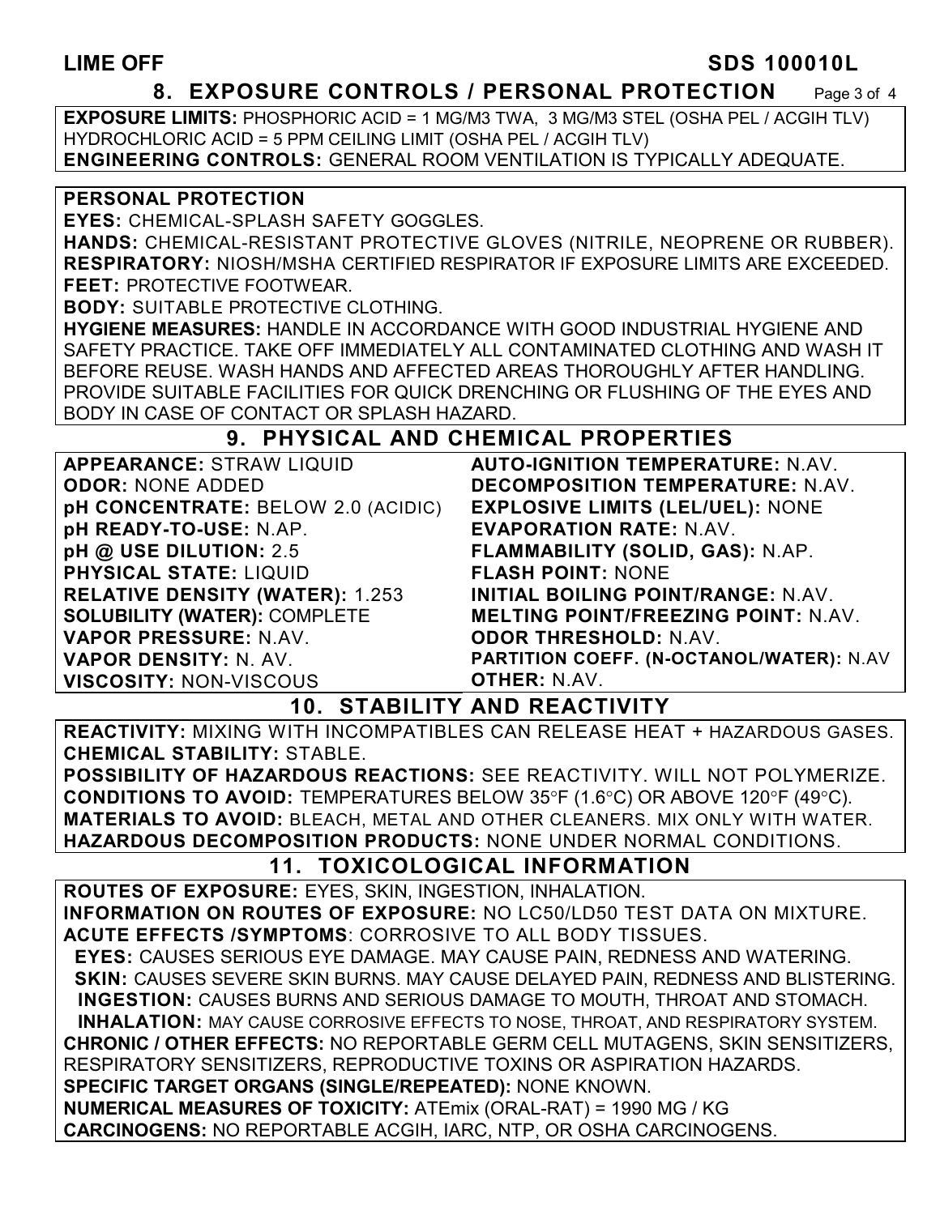## 8. EXPOSURE CONTROLS / PERSONAL PROTECTION

**EXPOSURE LIMITS:** PHOSPHORIC ACID = 1 MG/M3 TWA, 3 MG/M3 STEL (OSHA PEL / ACGIH TLV)
HYDROCHLORIC ACID = 5 PPM CEILING LIMIT (OSHA PEL / ACGIH TLV)
**ENGINEERING CONTROLS:** GENERAL ROOM VENTILATION IS TYPICALLY ADEQUATE.

**PERSONAL PROTECTION**
**EYES:** CHEMICAL-SPLASH SAFETY GOGGLES.
**HANDS:** CHEMICAL-RESISTANT PROTECTIVE GLOVES (NITRILE, NEOPRENE OR RUBBER).
**RESPIRATORY:** NIOSH/MSHA CERTIFIED RESPIRATOR IF EXPOSURE LIMITS ARE EXCEEDED.
**FEET:** PROTECTIVE FOOTWEAR.
**BODY:** SUITABLE PROTECTIVE CLOTHING.
**HYGIENE MEASURES:** HANDLE IN ACCORDANCE WITH GOOD INDUSTRIAL HYGIENE AND SAFETY PRACTICE. TAKE OFF IMMEDIATELY ALL CONTAMINATED CLOTHING AND WASH IT BEFORE REUSE. WASH HANDS AND AFFECTED AREAS THOROUGHLY AFTER HANDLING. PROVIDE SUITABLE FACILITIES FOR QUICK DRENCHING OR FLUSHING OF THE EYES AND BODY IN CASE OF CONTACT OR SPLASH HAZARD.

## 9. PHYSICAL AND CHEMICAL PROPERTIES

**APPEARANCE:** STRAW LIQUID
**ODOR:** NONE ADDED
**pH CONCENTRATE:** BELOW 2.0 (ACIDIC)
**pH READY-TO-USE:** N.AP.
**pH @ USE DILUTION:** 2.5
**PHYSICAL STATE:** LIQUID
**RELATIVE DENSITY (WATER):** 1.253
**SOLUBILITY (WATER):** COMPLETE
**VAPOR PRESSURE:** N.AV.
**VAPOR DENSITY:** N. AV.
**VISCOSITY:** NON-VISCOUS
**AUTO-IGNITION TEMPERATURE:** N.AV.
**DECOMPOSITION TEMPERATURE:** N.AV.
**EXPLOSIVE LIMITS (LEL/UEL):** NONE
**EVAPORATION RATE:** N.AV.
**FLAMMABILITY (SOLID, GAS):** N.AP.
**FLASH POINT:** NONE
**INITIAL BOILING POINT/RANGE:** N.AV.
**MELTING POINT/FREEZING POINT:** N.AV.
**ODOR THRESHOLD:** N.AV.
**PARTITION COEFF. (N-OCTANOL/WATER):** N.AV
**OTHER:** N.AV.

## 10. STABILITY AND REACTIVITY

**REACTIVITY:** MIXING WITH INCOMPATIBLES CAN RELEASE HEAT + HAZARDOUS GASES.
**CHEMICAL STABILITY:** STABLE.
**POSSIBILITY OF HAZARDOUS REACTIONS:** SEE REACTIVITY. WILL NOT POLYMERIZE.
**CONDITIONS TO AVOID:** TEMPERATURES BELOW 35°F (1.6°C) OR ABOVE 120°F (49°C).
**MATERIALS TO AVOID:** BLEACH, METAL AND OTHER CLEANERS. MIX ONLY WITH WATER.
**HAZARDOUS DECOMPOSITION PRODUCTS:** NONE UNDER NORMAL CONDITIONS.

## 11. TOXICOLOGICAL INFORMATION

**ROUTES OF EXPOSURE:** EYES, SKIN, INGESTION, INHALATION.
**INFORMATION ON ROUTES OF EXPOSURE:** NO LC50/LD50 TEST DATA ON MIXTURE.
**ACUTE EFFECTS /SYMPTOMS**: CORROSIVE TO ALL BODY TISSUES.
**EYES:** CAUSES SERIOUS EYE DAMAGE. MAY CAUSE PAIN, REDNESS AND WATERING.
**SKIN:** CAUSES SEVERE SKIN BURNS. MAY CAUSE DELAYED PAIN, REDNESS AND BLISTERING.
**INGESTION:** CAUSES BURNS AND SERIOUS DAMAGE TO MOUTH, THROAT AND STOMACH.
**INHALATION:** MAY CAUSE CORROSIVE EFFECTS TO NOSE, THROAT, AND RESPIRATORY SYSTEM.
**CHRONIC / OTHER EFFECTS:** NO REPORTABLE GERM CELL MUTAGENS, SKIN SENSITIZERS, RESPIRATORY SENSITIZERS, REPRODUCTIVE TOXINS OR ASPIRATION HAZARDS.
**SPECIFIC TARGET ORGANS (SINGLE/REPEATED):** NONE KNOWN.
**NUMERICAL MEASURES OF TOXICITY:** ATEmix (ORAL-RAT) = 1990 MG / KG
**CARCINOGENS:** NO REPORTABLE ACGIH, IARC, NTP, OR OSHA CARCINOGENS.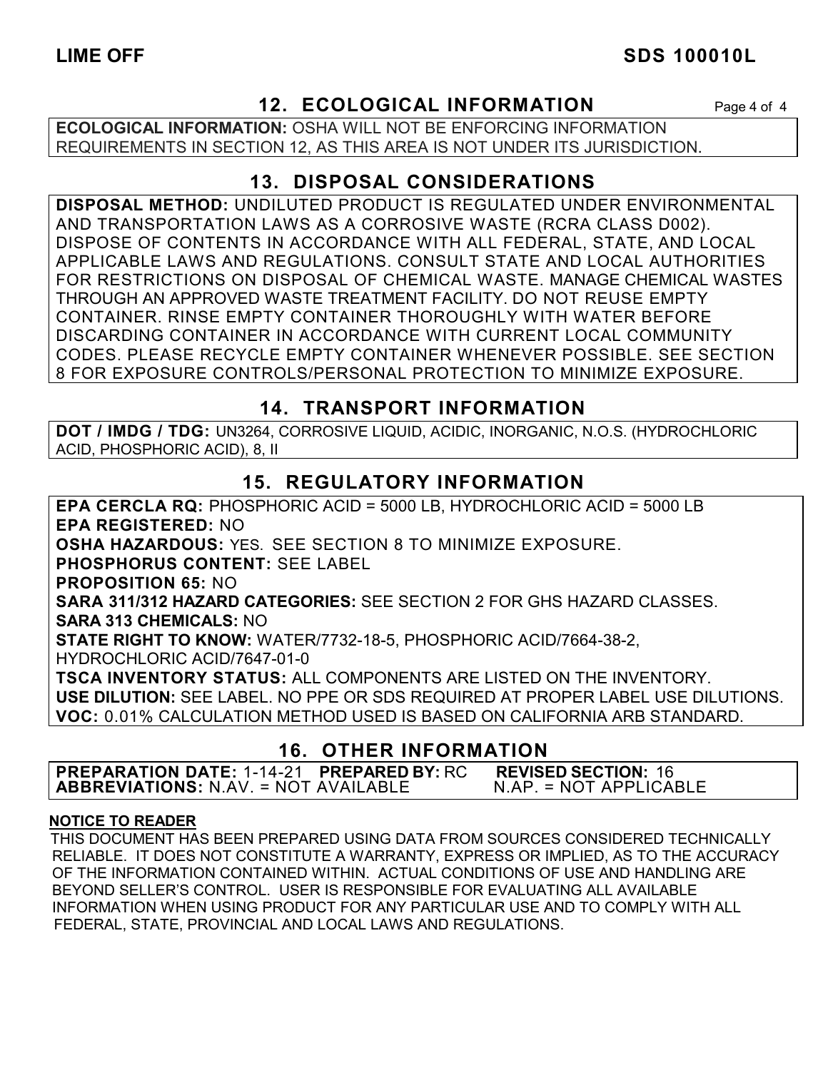## 12. ECOLOGICAL INFORMATION

**ECOLOGICAL INFORMATION:** OSHA WILL NOT BE ENFORCING INFORMATION REQUIREMENTS IN SECTION 12, AS THIS AREA IS NOT UNDER ITS JURISDICTION.

## 13. DISPOSAL CONSIDERATIONS

**DISPOSAL METHOD:** UNDILUTED PRODUCT IS REGULATED UNDER ENVIRONMENTAL AND TRANSPORTATION LAWS AS A CORROSIVE WASTE (RCRA CLASS D002). DISPOSE OF CONTENTS IN ACCORDANCE WITH ALL FEDERAL, STATE, AND LOCAL APPLICABLE LAWS AND REGULATIONS. CONSULT STATE AND LOCAL AUTHORITIES FOR RESTRICTIONS ON DISPOSAL OF CHEMICAL WASTE. MANAGE CHEMICAL WASTES THROUGH AN APPROVED WASTE TREATMENT FACILITY. DO NOT REUSE EMPTY CONTAINER. RINSE EMPTY CONTAINER THOROUGHLY WITH WATER BEFORE DISCARDING CONTAINER IN ACCORDANCE WITH CURRENT LOCAL COMMUNITY CODES. PLEASE RECYCLE EMPTY CONTAINER WHENEVER POSSIBLE. SEE SECTION 8 FOR EXPOSURE CONTROLS/PERSONAL PROTECTION TO MINIMIZE EXPOSURE.

## 14. TRANSPORT INFORMATION

**DOT / IMDG / TDG:** UN3264, CORROSIVE LIQUID, ACIDIC, INORGANIC, N.O.S. (HYDROCHLORIC ACID, PHOSPHORIC ACID), 8, II

## 15. REGULATORY INFORMATION

**EPA CERCLA RQ:** PHOSPHORIC ACID = 5000 LB, HYDROCHLORIC ACID = 5000 LB
**EPA REGISTERED:** NO
**OSHA HAZARDOUS:** YES. SEE SECTION 8 TO MINIMIZE EXPOSURE.
**PHOSPHORUS CONTENT:** SEE LABEL
**PROPOSITION 65:** NO
**SARA 311/312 HAZARD CATEGORIES:** SEE SECTION 2 FOR GHS HAZARD CLASSES.
**SARA 313 CHEMICALS:** NO
**STATE RIGHT TO KNOW:** WATER/7732-18-5, PHOSPHORIC ACID/7664-38-2, HYDROCHLORIC ACID/7647-01-0
**TSCA INVENTORY STATUS:** ALL COMPONENTS ARE LISTED ON THE INVENTORY.
**USE DILUTION:** SEE LABEL. NO PPE OR SDS REQUIRED AT PROPER LABEL USE DILUTIONS.
**VOC:** 0.01% CALCULATION METHOD USED IS BASED ON CALIFORNIA ARB STANDARD.

## 16. OTHER INFORMATION

**PREPARATION DATE:** 1-14-21 **PREPARED BY:** RC **REVISED SECTION:** 16
**ABBREVIATIONS:** N.AV. = NOT AVAILABLE N.AP. = NOT APPLICABLE

**NOTICE TO READER**

THIS DOCUMENT HAS BEEN PREPARED USING DATA FROM SOURCES CONSIDERED TECHNICALLY RELIABLE. IT DOES NOT CONSTITUTE A WARRANTY, EXPRESS OR IMPLIED, AS TO THE ACCURACY OF THE INFORMATION CONTAINED WITHIN. ACTUAL CONDITIONS OF USE AND HANDLING ARE BEYOND SELLER'S CONTROL. USER IS RESPONSIBLE FOR EVALUATING ALL AVAILABLE INFORMATION WHEN USING PRODUCT FOR ANY PARTICULAR USE AND TO COMPLY WITH ALL FEDERAL, STATE, PROVINCIAL AND LOCAL LAWS AND REGULATIONS.